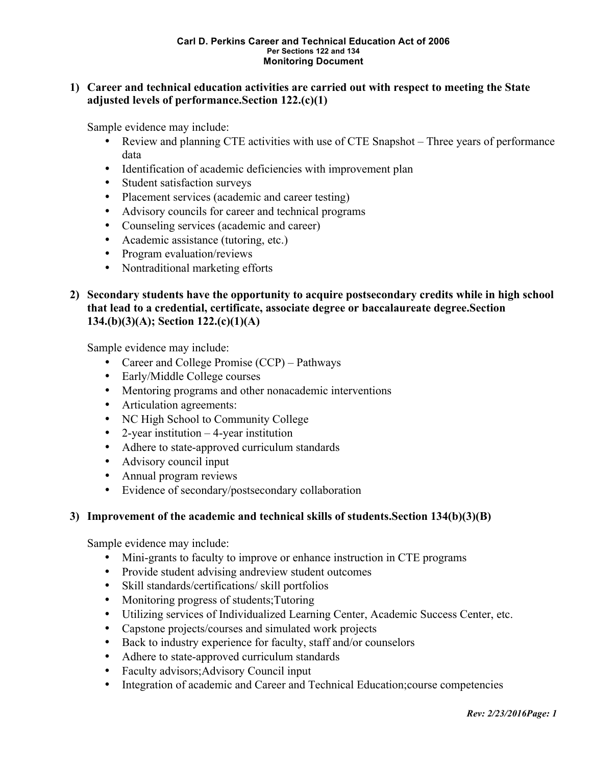**Carl D. Perkins Career and Technical Education Act of 2006**
**Per Sections 122 and 134**
**Monitoring Document**

1) **Career and technical education activities are carried out with respect to meeting the State adjusted levels of performance.Section 122.(c)(1)**

   Sample evidence may include:
   - Review and planning CTE activities with use of CTE Snapshot – Three years of performance data
   - Identification of academic deficiencies with improvement plan
   - Student satisfaction surveys
   - Placement services (academic and career testing)
   - Advisory councils for career and technical programs
   - Counseling services (academic and career)
   - Academic assistance (tutoring, etc.)
   - Program evaluation/reviews
   - Nontraditional marketing efforts

2) **Secondary students have the opportunity to acquire postsecondary credits while in high school that lead to a credential, certificate, associate degree or baccalaureate degree.Section 134.(b)(3)(A); Section 122.(c)(1)(A)**

   Sample evidence may include:
   - Career and College Promise (CCP) – Pathways
   - Early/Middle College courses
   - Mentoring programs and other nonacademic interventions
   - Articulation agreements:
   - NC High School to Community College
   - 2-year institution – 4-year institution
   - Adhere to state-approved curriculum standards
   - Advisory council input
   - Annual program reviews
   - Evidence of secondary/postsecondary collaboration

3) **Improvement of the academic and technical skills of students.Section 134(b)(3)(B)**

   Sample evidence may include:
   - Mini-grants to faculty to improve or enhance instruction in CTE programs
   - Provide student advising andreview student outcomes
   - Skill standards/certifications/ skill portfolios
   - Monitoring progress of students;Tutoring
   - Utilizing services of Individualized Learning Center, Academic Success Center, etc.
   - Capstone projects/courses and simulated work projects
   - Back to industry experience for faculty, staff and/or counselors
   - Adhere to state-approved curriculum standards
   - Faculty advisors;Advisory Council input
   - Integration of academic and Career and Technical Education;course competencies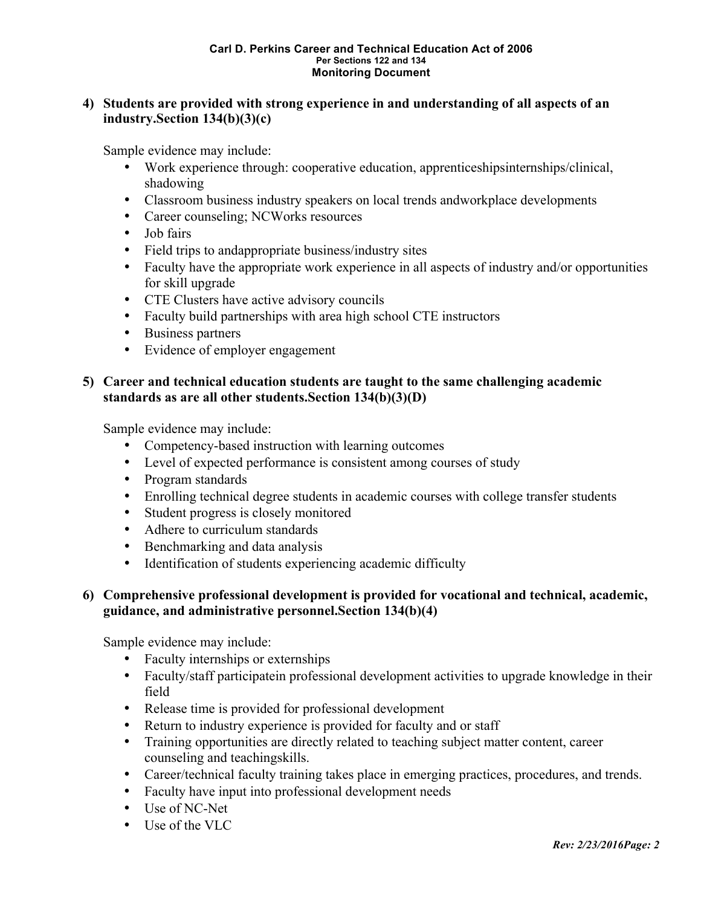**4) Students are provided with strong experience in and understanding of all aspects of an industry.Section 134(b)(3)(c)**

Sample evidence may include:

- Work experience through: cooperative education, apprenticeshipsinternships/clinical, shadowing
- Classroom business industry speakers on local trends andworkplace developments
- Career counseling; NCWorks resources
- Job fairs
- Field trips to andappropriate business/industry sites
- Faculty have the appropriate work experience in all aspects of industry and/or opportunities for skill upgrade
- CTE Clusters have active advisory councils
- Faculty build partnerships with area high school CTE instructors
- Business partners
- Evidence of employer engagement

**5) Career and technical education students are taught to the same challenging academic standards as are all other students.Section 134(b)(3)(D)**

Sample evidence may include:

- Competency-based instruction with learning outcomes
- Level of expected performance is consistent among courses of study
- Program standards
- Enrolling technical degree students in academic courses with college transfer students
- Student progress is closely monitored
- Adhere to curriculum standards
- Benchmarking and data analysis
- Identification of students experiencing academic difficulty

**6) Comprehensive professional development is provided for vocational and technical, academic, guidance, and administrative personnel.Section 134(b)(4)**

Sample evidence may include:

- Faculty internships or externships
- Faculty/staff participatein professional development activities to upgrade knowledge in their field
- Release time is provided for professional development
- Return to industry experience is provided for faculty and or staff
- Training opportunities are directly related to teaching subject matter content, career counseling and teachingskills.
- Career/technical faculty training takes place in emerging practices, procedures, and trends.
- Faculty have input into professional development needs
- Use of NC-Net
- Use of the VLC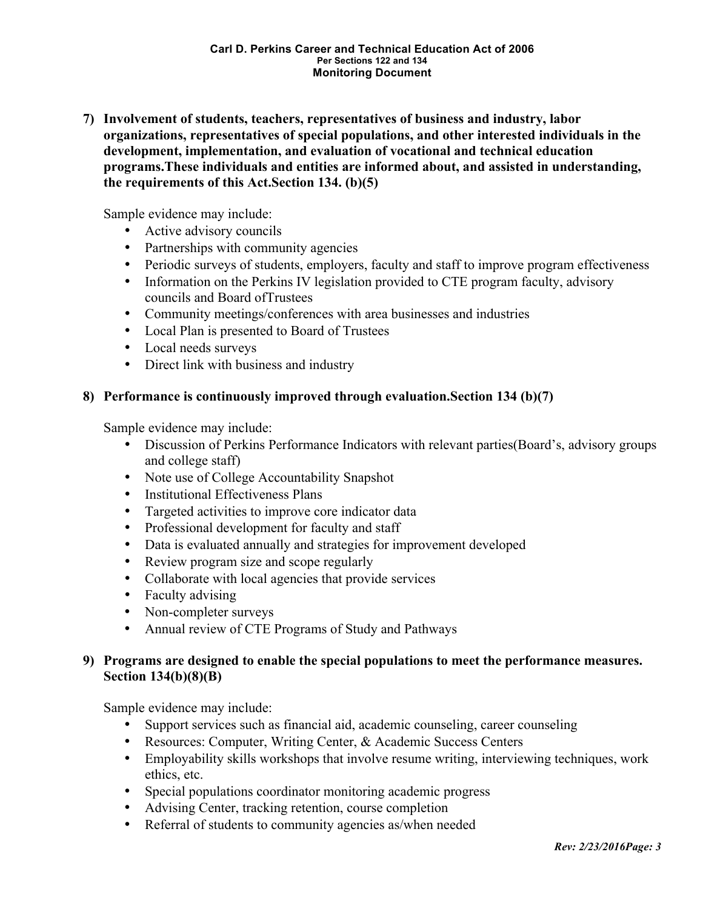**7) Involvement of students, teachers, representatives of business and industry, labor organizations, representatives of special populations, and other interested individuals in the development, implementation, and evaluation of vocational and technical education programs.These individuals and entities are informed about, and assisted in understanding, the requirements of this Act.Section 134. (b)(5)**

Sample evidence may include:

- Active advisory councils
- Partnerships with community agencies
- Periodic surveys of students, employers, faculty and staff to improve program effectiveness
- Information on the Perkins IV legislation provided to CTE program faculty, advisory councils and Board ofTrustees
- Community meetings/conferences with area businesses and industries
- Local Plan is presented to Board of Trustees
- Local needs surveys
- Direct link with business and industry

**8) Performance is continuously improved through evaluation.Section 134 (b)(7)**

Sample evidence may include:

- Discussion of Perkins Performance Indicators with relevant parties(Board's, advisory groups and college staff)
- Note use of College Accountability Snapshot
- Institutional Effectiveness Plans
- Targeted activities to improve core indicator data
- Professional development for faculty and staff
- Data is evaluated annually and strategies for improvement developed
- Review program size and scope regularly
- Collaborate with local agencies that provide services
- Faculty advising
- Non-completer surveys
- Annual review of CTE Programs of Study and Pathways

**9) Programs are designed to enable the special populations to meet the performance measures. Section 134(b)(8)(B)**

Sample evidence may include:

- Support services such as financial aid, academic counseling, career counseling
- Resources: Computer, Writing Center, & Academic Success Centers
- Employability skills workshops that involve resume writing, interviewing techniques, work ethics, etc.
- Special populations coordinator monitoring academic progress
- Advising Center, tracking retention, course completion
- Referral of students to community agencies as/when needed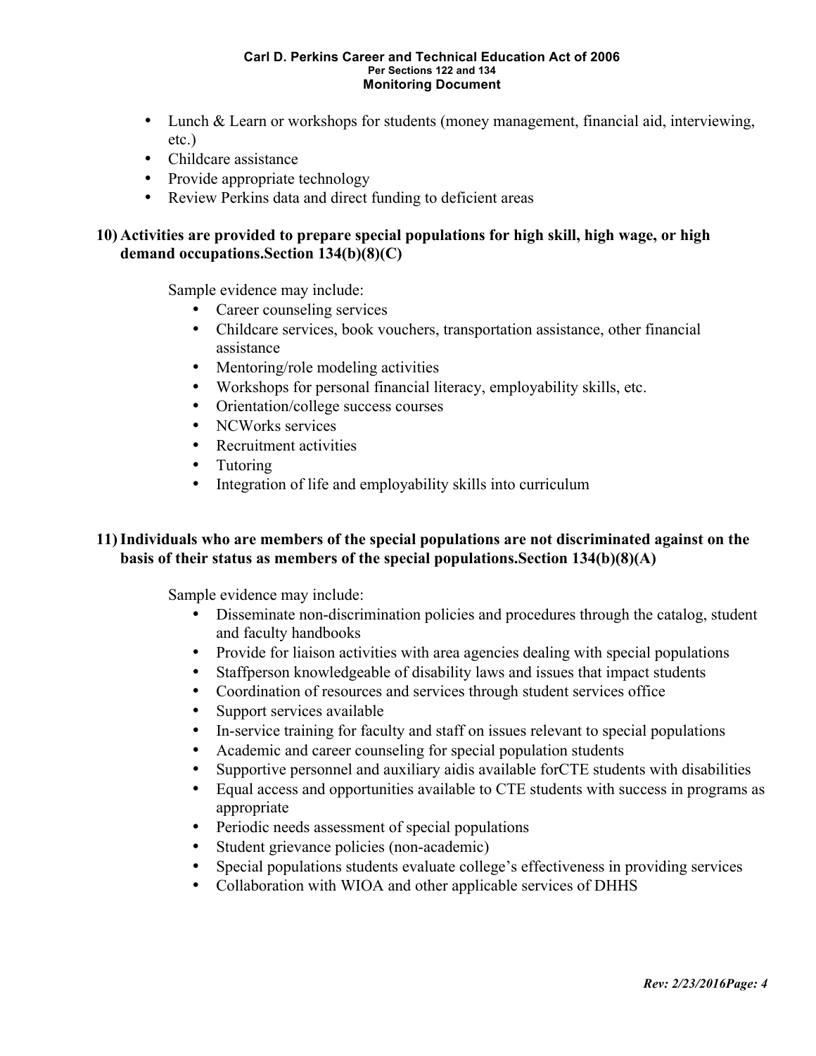- Lunch & Learn or workshops for students (money management, financial aid, interviewing, etc.)
- Childcare assistance
- Provide appropriate technology
- Review Perkins data and direct funding to deficient areas

**10) Activities are provided to prepare special populations for high skill, high wage, or high demand occupations.Section 134(b)(8)(C)**

Sample evidence may include:

- Career counseling services
- Childcare services, book vouchers, transportation assistance, other financial assistance
- Mentoring/role modeling activities
- Workshops for personal financial literacy, employability skills, etc.
- Orientation/college success courses
- NCWorks services
- Recruitment activities
- Tutoring
- Integration of life and employability skills into curriculum

**11) Individuals who are members of the special populations are not discriminated against on the basis of their status as members of the special populations.Section 134(b)(8)(A)**

Sample evidence may include:

- Disseminate non-discrimination policies and procedures through the catalog, student and faculty handbooks
- Provide for liaison activities with area agencies dealing with special populations
- Staffperson knowledgeable of disability laws and issues that impact students
- Coordination of resources and services through student services office
- Support services available
- In-service training for faculty and staff on issues relevant to special populations
- Academic and career counseling for special population students
- Supportive personnel and auxiliary aidis available forCTE students with disabilities
- Equal access and opportunities available to CTE students with success in programs as appropriate
- Periodic needs assessment of special populations
- Student grievance policies (non-academic)
- Special populations students evaluate college's effectiveness in providing services
- Collaboration with WIOA and other applicable services of DHHS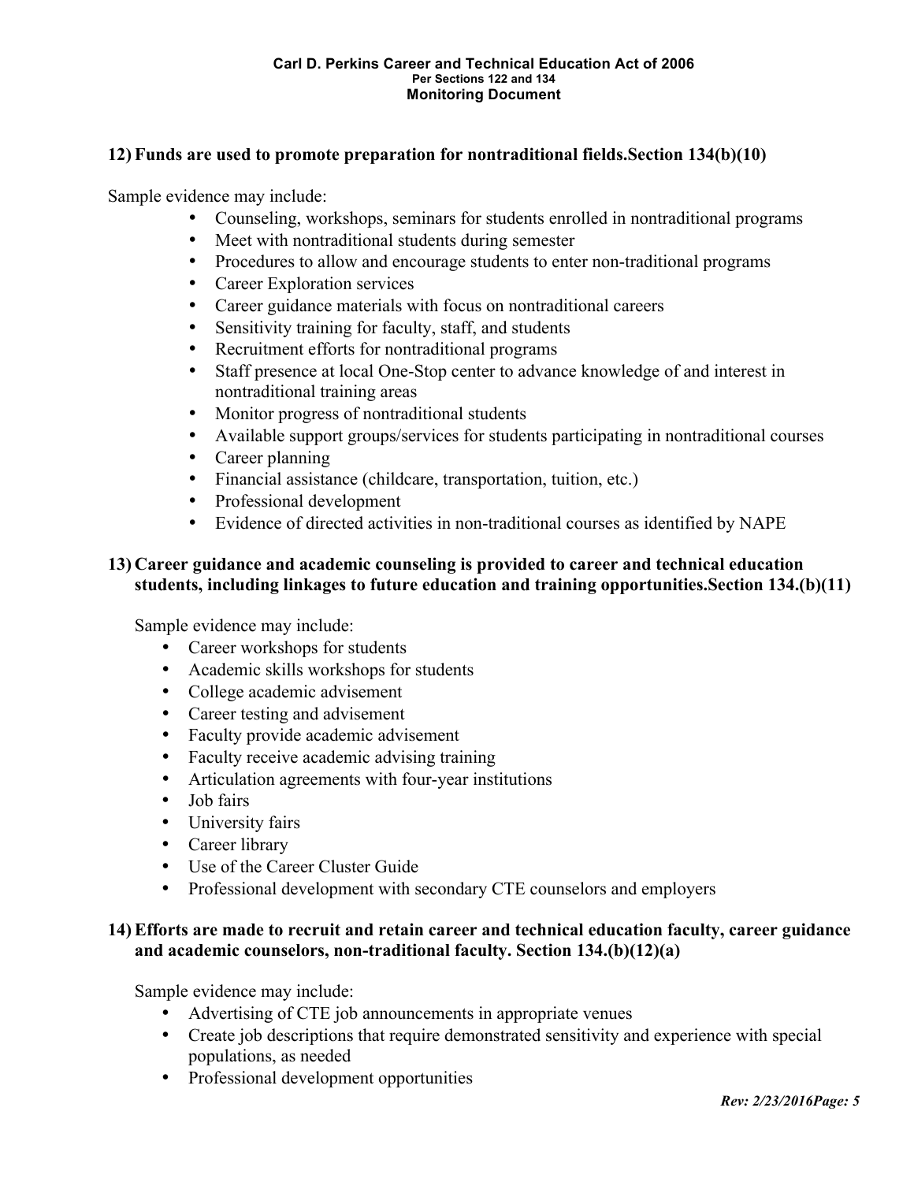**12) Funds are used to promote preparation for nontraditional fields.Section 134(b)(10)**

Sample evidence may include:

- Counseling, workshops, seminars for students enrolled in nontraditional programs
- Meet with nontraditional students during semester
- Procedures to allow and encourage students to enter non-traditional programs
- Career Exploration services
- Career guidance materials with focus on nontraditional careers
- Sensitivity training for faculty, staff, and students
- Recruitment efforts for nontraditional programs
- Staff presence at local One-Stop center to advance knowledge of and interest in nontraditional training areas
- Monitor progress of nontraditional students
- Available support groups/services for students participating in nontraditional courses
- Career planning
- Financial assistance (childcare, transportation, tuition, etc.)
- Professional development
- Evidence of directed activities in non-traditional courses as identified by NAPE

**13) Career guidance and academic counseling is provided to career and technical education students, including linkages to future education and training opportunities.Section 134.(b)(11)**

Sample evidence may include:

- Career workshops for students
- Academic skills workshops for students
- College academic advisement
- Career testing and advisement
- Faculty provide academic advisement
- Faculty receive academic advising training
- Articulation agreements with four-year institutions
- Job fairs
- University fairs
- Career library
- Use of the Career Cluster Guide
- Professional development with secondary CTE counselors and employers

**14) Efforts are made to recruit and retain career and technical education faculty, career guidance and academic counselors, non-traditional faculty. Section 134.(b)(12)(a)**

Sample evidence may include:

- Advertising of CTE job announcements in appropriate venues
- Create job descriptions that require demonstrated sensitivity and experience with special populations, as needed
- Professional development opportunities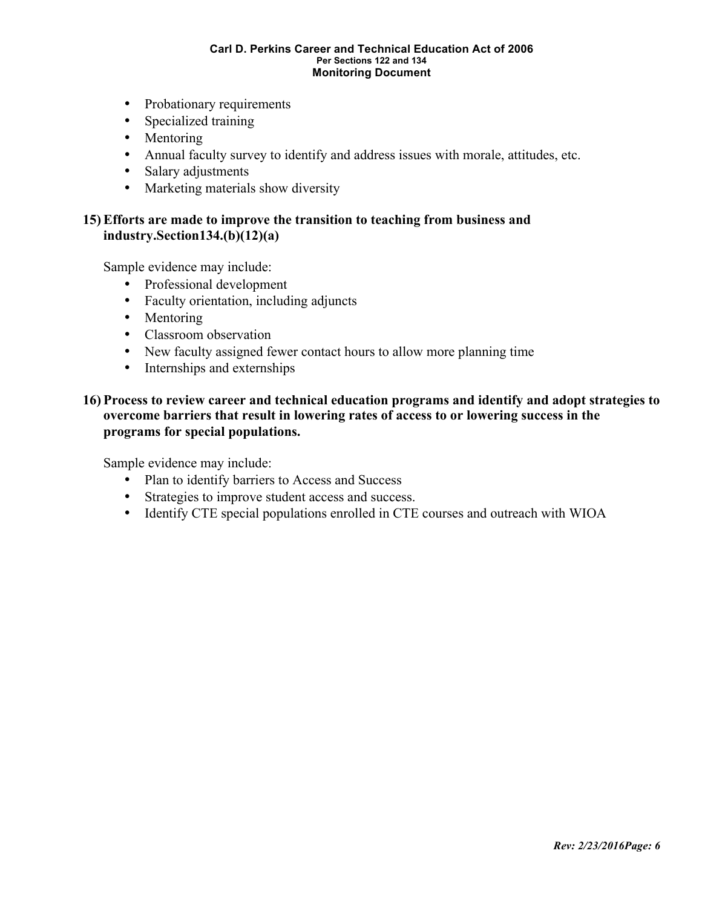- Probationary requirements
- Specialized training
- Mentoring
- Annual faculty survey to identify and address issues with morale, attitudes, etc.
- Salary adjustments
- Marketing materials show diversity

**15) Efforts are made to improve the transition to teaching from business and industry.Section134.(b)(12)(a)**

Sample evidence may include:

- Professional development
- Faculty orientation, including adjuncts
- Mentoring
- Classroom observation
- New faculty assigned fewer contact hours to allow more planning time
- Internships and externships

**16) Process to review career and technical education programs and identify and adopt strategies to overcome barriers that result in lowering rates of access to or lowering success in the programs for special populations.**

Sample evidence may include:

- Plan to identify barriers to Access and Success
- Strategies to improve student access and success.
- Identify CTE special populations enrolled in CTE courses and outreach with WIOA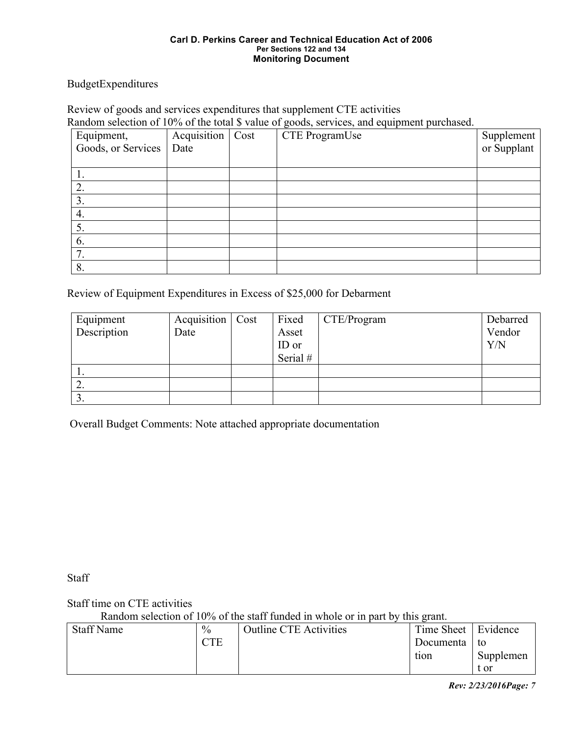**Carl D. Perkins Career and Technical Education Act of 2006**
**Per Sections 122 and 134**
**Monitoring Document**

BudgetExpenditures

Review of goods and services expenditures that supplement CTE activities
Random selection of 10% of the total $ value of goods, services, and equipment purchased.

| Equipment, Goods, or Services | Acquisition Date | Cost | CTE ProgramUse | Supplement or Supplant |
|---|---|---|---|---|
| 1. | | | | |
| 2. | | | | |
| 3. | | | | |
| 4. | | | | |
| 5. | | | | |
| 6. | | | | |
| 7. | | | | |
| 8. | | | | |

Review of Equipment Expenditures in Excess of $25,000 for Debarment

| Equipment Description | Acquisition Date | Cost | Fixed Asset ID or Serial # | CTE/Program | Debarred Vendor Y/N |
|---|---|---|---|---|---|
| 1. | | | | | |
| 2. | | | | | |
| 3. | | | | | |

Overall Budget Comments: Note attached appropriate documentation

Staff

Staff time on CTE activities
Random selection of 10% of the staff funded in whole or in part by this grant.

| Staff Name | % CTE | Outline CTE Activities | Time Sheet Documentation | Evidence to Supplement or |
|---|---|---|---|---|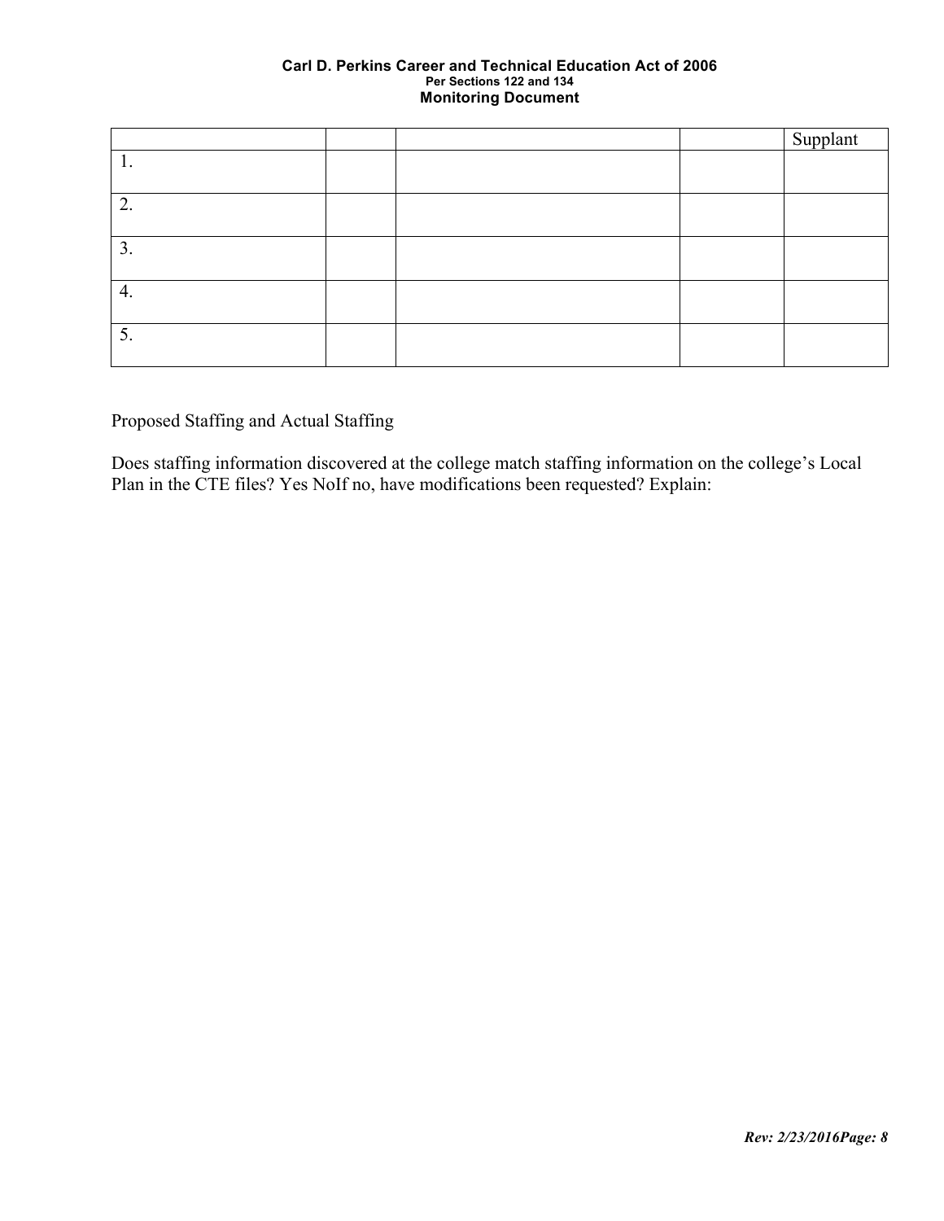| | | | | Supplant |
|---|---|---|---|---|
| 1. | | | | |
| 2. | | | | |
| 3. | | | | |
| 4. | | | | |
| 5. | | | | |

Proposed Staffing and Actual Staffing

Does staffing information discovered at the college match staffing information on the college's Local Plan in the CTE files? Yes NoIf no, have modifications been requested? Explain: